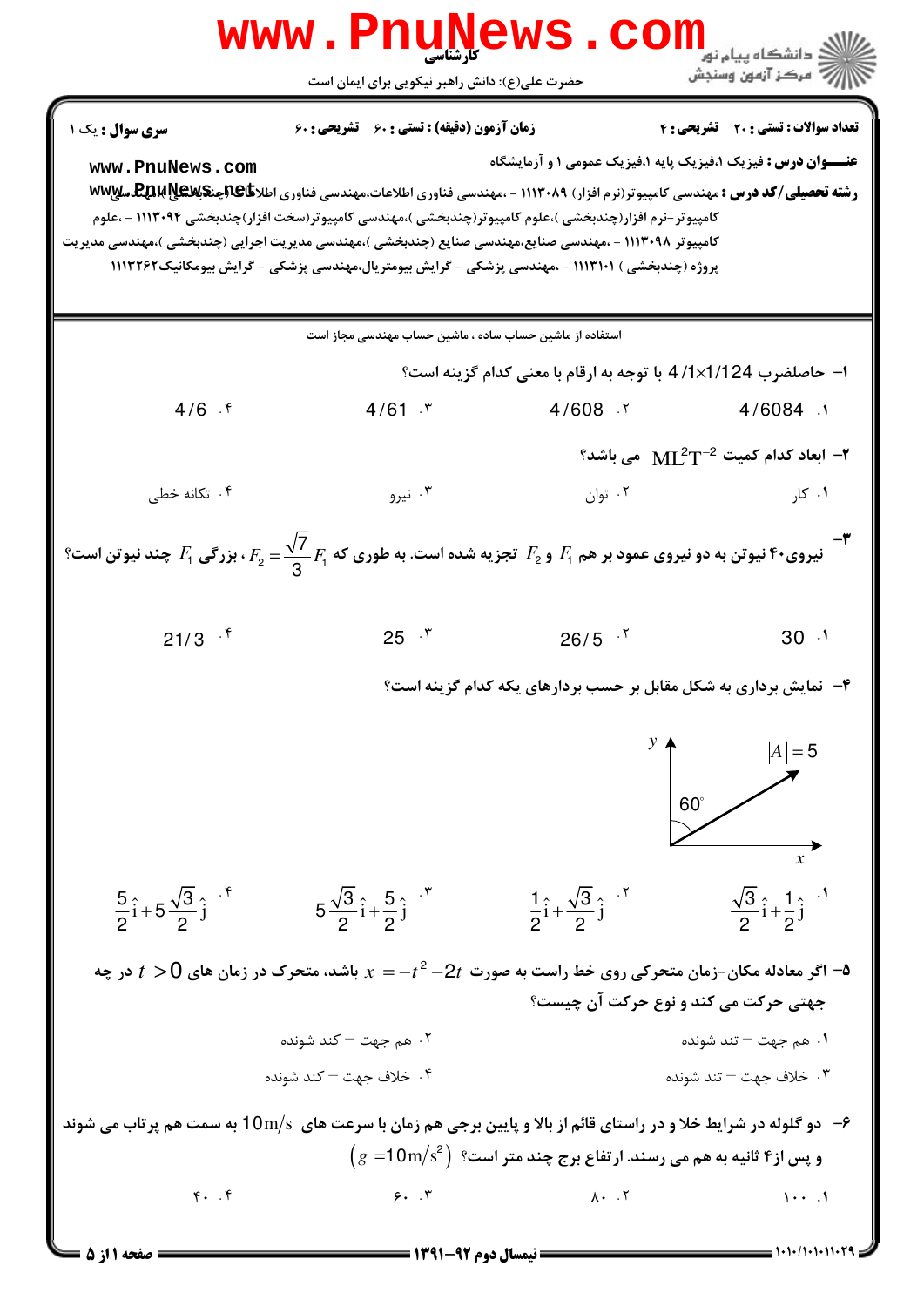**کارشناسی**

حضرت علی(ع): دانش راهبر نیکویی برای ایمان است

دانشگاه پیام نور
مرکز آزمون وسنجش

**سری سوال :** یک ۱ | **زمان آزمون (دقیقه) : تستی :** ۶۰ **تشریحی :** ۶۰ | **تعداد سوالات : تستی :** ۲۰ **تشریحی :** ۴

**عنـــوان درس :** فیزیک ۱،فیزیک پایه ۱،فیزیک عمومی ۱ و آزمایشگاه

**رشته تحصیلی/کد درس :** مهندسی کامپیوتر(نرم افزار) ۱۱۱۳۰۸۹ - ،مهندسی فناوری اطلاعات،مهندسی فناوری اطلاعات(چندبخشی )،مهندسی کامپیوتر-نرم افزار(چندبخشی )،علوم کامپیوتر(چندبخشی )،مهندسی کامپیوتر(سخت افزار)چندبخشی ۱۱۱۳۰۹۴ - ،علوم کامپیوتر ۱۱۱۳۰۹۸ - ،مهندسی صنایع،مهندسی صنایع (چندبخشی )،مهندسی مدیریت اجرایی (چندبخشی )،مهندسی مدیریت پروژه (چندبخشی ) ۱۱۱۳۱۰۱ - ،مهندسی پزشکی - گرایش بیومتریال،مهندسی پزشکی - گرایش بیومکانیک۱۱۱۳۲۶۲

استفاده از ماشین حساب ساده ، ماشین حساب مهندسی مجاز است

۱- حاصلضرب $4/1 \times 1/124$ با توجه به ارقام با معنی کدام گزینه است؟

۱. $4/6084$ &nbsp;&nbsp; ۲. $4/608$ &nbsp;&nbsp; ۳. $4/61$ &nbsp;&nbsp; ۴. $4/6$

۲- ابعاد کدام کمیت $ML^2T^{-2}$ می باشد؟

۱. کار &nbsp;&nbsp; ۲. توان &nbsp;&nbsp; ۳. نیرو &nbsp;&nbsp; ۴. تکانه خطی

۳- نیروی۴۰ نیوتن به دو نیروی عمود بر هم $F_1$ و $F_2$ تجزیه شده است. به طوری که $F_2 = \frac{\sqrt{7}}{3}F_1$ ، بزرگی $F_1$ چند نیوتن است؟

۱. $30$ &nbsp;&nbsp; ۲. $26/5$ &nbsp;&nbsp; ۳. $25$ &nbsp;&nbsp; ۴. $21/3$

۴- نمایش برداری به شکل مقابل بر حسب بردارهای یکه کدام گزینه است؟

($|A| = 5$ ، زاویه $60^\circ$ با محور $y$)

۱. $\frac{\sqrt{3}}{2}\hat{i} + \frac{1}{2}\hat{j}$ &nbsp;&nbsp; ۲. $\frac{1}{2}\hat{i} + \frac{\sqrt{3}}{2}\hat{j}$ &nbsp;&nbsp; ۳. $5\frac{\sqrt{3}}{2}\hat{i} + \frac{5}{2}\hat{j}$ &nbsp;&nbsp; ۴. $\frac{5}{2}\hat{i} + 5\frac{\sqrt{3}}{2}\hat{j}$

۵- اگر معادله مکان-زمان متحرکی روی خط راست به صورت $x = -t^2 - 2t$ باشد، متحرک در زمان های $t > 0$ در چه جهتی حرکت می کند و نوع حرکت آن چیست؟

۱. هم جهت – تند شونده &nbsp;&nbsp; ۲. هم جهت – کند شونده

۳. خلاف جهت – تند شونده &nbsp;&nbsp; ۴. خلاف جهت – کند شونده

۶- دو گلوله در شرایط خلا و در راستای قائم از بالا و پایین برجی هم زمان با سرعت های $10 m/s$ به سمت هم پرتاب می شوند و پس از ۴ ثانیه به هم می رسند. ارتفاع برج چند متر است؟ $(g = 10 m/s^2)$

۱. ۱۰۰ &nbsp;&nbsp; ۲. ۸۰ &nbsp;&nbsp; ۳. ۶۰ &nbsp;&nbsp; ۴. ۴۰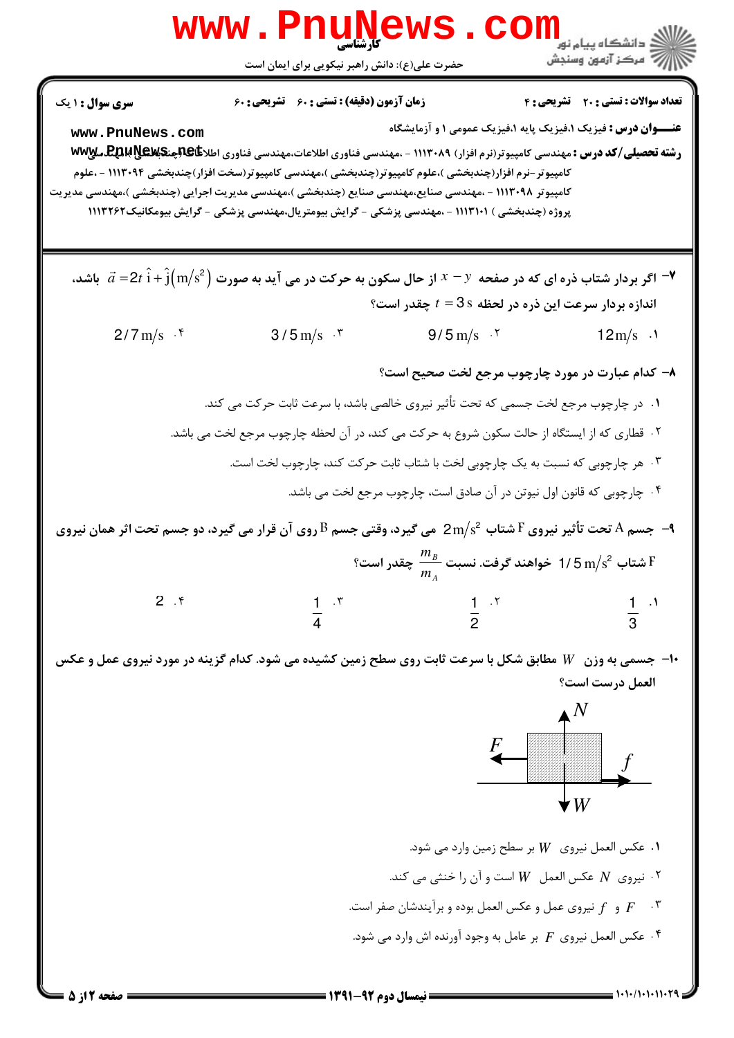**سری سوال :** ۱ یک

**زمان آزمون (دقیقه) : تستی :** ۶۰ **تشریحی :** ۶۰

**تعداد سوالات : تستی :** ۲۰ **تشریحی :** ۴

**عنـــوان درس :** فیزیک ۱،فیزیک پایه ۱،فیزیک عمومی ۱ و آزمایشگاه

**رشته تحصیلی/کد درس :** مهندسی کامپیوتر(نرم افزار) ۱۱۱۳۰۸۹ - ،مهندسی فناوری اطلاعات،مهندسی فناوری اطلاعات(چندبخشی )،مهندسی کامپیوتر-نرم افزار(چندبخشی )،علوم کامپیوتر(چندبخشی )،مهندسی کامپیوتر(سخت افزار)چندبخشی ۱۱۱۳۰۹۴ - ،علوم کامپیوتر ۱۱۱۳۰۹۸ - ،مهندسی صنایع،مهندسی صنایع (چندبخشی )،مهندسی مدیریت اجرایی (چندبخشی )،مهندسی مدیریت پروژه (چندبخشی ) ۱۱۱۳۱۰۱ - ،مهندسی پزشکی - گرایش بیومتریال،مهندسی پزشکی - گرایش بیومکانیک۱۱۱۳۲۶۲

---

۷- اگر بردار شتاب ذره ای که در صفحه $x-y$ از حال سکون به حرکت در می آید به صورت $\vec{a}=2t\,\hat{i}+\hat{j}\left(\text{m/s}^2\right)$ باشد، اندازه بردار سرعت این ذره در لحظه $t=3\,\text{s}$ چقدر است؟

۱. $12\,\text{m/s}$

۲. $9/5\,\text{m/s}$

۳. $3/5\,\text{m/s}$

۴. $2/7\,\text{m/s}$

۸- کدام عبارت در مورد چارچوب مرجع لخت صحیح است؟

۱. در چارچوب مرجع لخت جسمی که تحت تأثیر نیروی خالصی باشد، با سرعت ثابت حرکت می کند.

۲. قطاری که از ایستگاه از حالت سکون شروع به حرکت می کند، در آن لحظه چارچوب مرجع لخت می باشد.

۳. هر چارچوبی که نسبت به یک چارچوبی لخت با شتاب ثابت حرکت کند، چارچوب لخت است.

۴. چارچوبی که قانون اول نیوتن در آن صادق است، چارچوب مرجع لخت می باشد.

۹- جسم A تحت تأثیر نیروی F شتاب $2\,\text{m/s}^2$ می گیرد، وقتی جسم B روی آن قرار می گیرد، دو جسم تحت اثر همان نیروی F شتاب $1/5\,\text{m/s}^2$ خواهند گرفت. نسبت $\frac{m_B}{m_A}$ چقدر است؟

۱. $\frac{1}{3}$

۲. $\frac{1}{2}$

۳. $\frac{1}{4}$

۴. $2$

۱۰- جسمی به وزن $W$ مطابق شکل با سرعت ثابت روی سطح زمین کشیده می شود. کدام گزینه در مورد نیروی عمل و عکس العمل درست است؟

N

F

f

W

۱. عکس العمل نیروی $W$ بر سطح زمین وارد می شود.

۲. نیروی $N$ عکس العمل $W$ است و آن را خنثی می کند.

۳. $F$ و $f$ نیروی عمل و عکس العمل بوده و برآیندشان صفر است.

۴. عکس العمل نیروی $F$ بر عامل به وجود آورنده اش وارد می شود.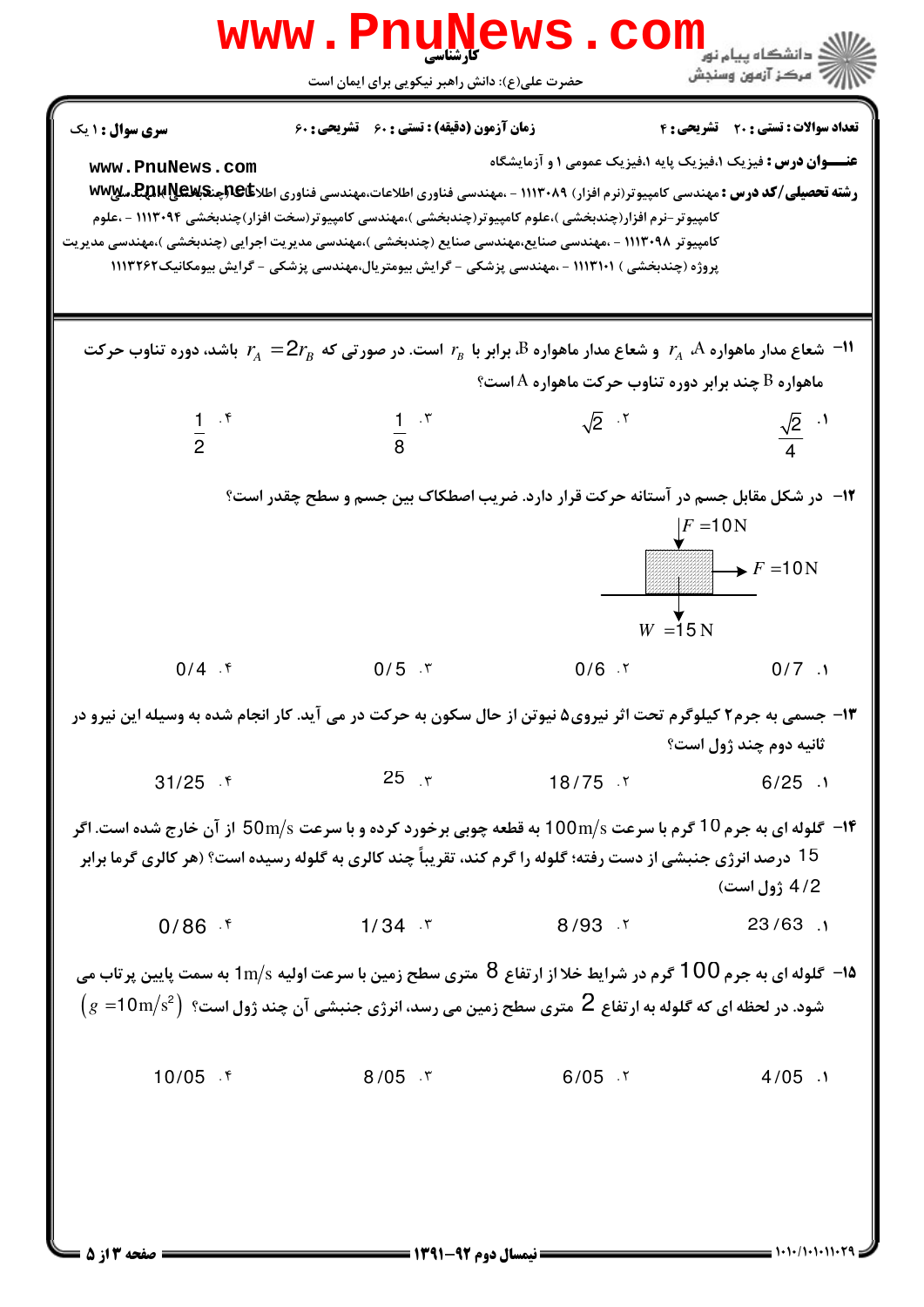**سری سوال :** ۱ یک

**زمان آزمون (دقیقه) : تستی :** ۶۰ **تشریحی :** ۶۰

**تعداد سوالات : تستی :** ۲۰ **تشریحی :** ۴

**عنـــوان درس :** فیزیک ۱،فیزیک پایه ۱،فیزیک عمومی ۱ و آزمایشگاه

**رشته تحصیلی/کد درس :** مهندسی کامپیوتر(نرم افزار) ۱۱۱۳۰۸۹ - ،مهندسی فناوری اطلاعات،مهندسی فناوری اطلاعات (چندبخشی )،مهندسی کامپیوتر-نرم افزار(چندبخشی )،علوم کامپیوتر(چندبخشی )،مهندسی کامپیوتر(سخت افزار)چندبخشی ۱۱۱۳۰۹۴ - ،علوم کامپیوتر ۱۱۱۳۰۹۸ - ،مهندسی صنایع،مهندسی صنایع (چندبخشی )،مهندسی مدیریت اجرایی (چندبخشی )،مهندسی مدیریت پروژه (چندبخشی ) ۱۱۱۳۱۰۱ - ،مهندسی پزشکی - گرایش بیومتریال،مهندسی پزشکی - گرایش بیومکانیک ۱۱۱۳۲۶۲

---

۱۱- شعاع مدار ماهواره A، $r_A$ و شعاع مدار ماهواره B، برابر با $r_B$ است. در صورتی که $r_A = 2r_B$ باشد، دوره تناوب حرکت ماهواره B چند برابر دوره تناوب حرکت ماهواره A است؟

۱. $\frac{\sqrt{2}}{4}$  ۲. $\sqrt{2}$  ۳. $\frac{1}{8}$  ۴. $\frac{1}{2}$

۱۲- در شکل مقابل جسم در آستانه حرکت قرار دارد. ضریب اصطکاک بین جسم و سطح چقدر است؟

($F = 10N$ رو به بالا، $F = 10N$ افقی، $W = 15N$)

۱. $0/7$  ۲. $0/6$  ۳. $0/5$  ۴. $0/4$

۱۳- جسمی به جرم ۲ کیلوگرم تحت اثر نیروی ۵ نیوتن از حال سکون به حرکت در می آید. کار انجام شده به وسیله این نیرو در ثانیه دوم چند ژول است؟

۱. $6/25$  ۲. $18/75$  ۳. $25$  ۴. $31/25$

۱۴- گلوله ای به جرم 10 گرم با سرعت $100 m/s$ به قطعه چوبی برخورد کرده و با سرعت $50 m/s$ از آن خارج شده است. اگر 15 درصد انرژی جنبشی از دست رفته؛ گلوله را گرم کند، تقریباً چند کالری به گلوله رسیده است؟ (هر کالری گرما برابر $4/2$ ژول است)

۱. $23/63$  ۲. $8/93$  ۳. $1/34$  ۴. $0/86$

۱۵- گلوله ای به جرم 100 گرم در شرایط خلا از ارتفاع 8 متری سطح زمین با سرعت اولیه $1 m/s$ به سمت پایین پرتاب می شود. در لحظه ای که گلوله به ارتفاع 2 متری سطح زمین می رسد، انرژی جنبشی آن چند ژول است؟ $(g = 10 m/s^2)$

۱. $4/05$  ۲. $6/05$  ۳. $8/05$  ۴. $10/05$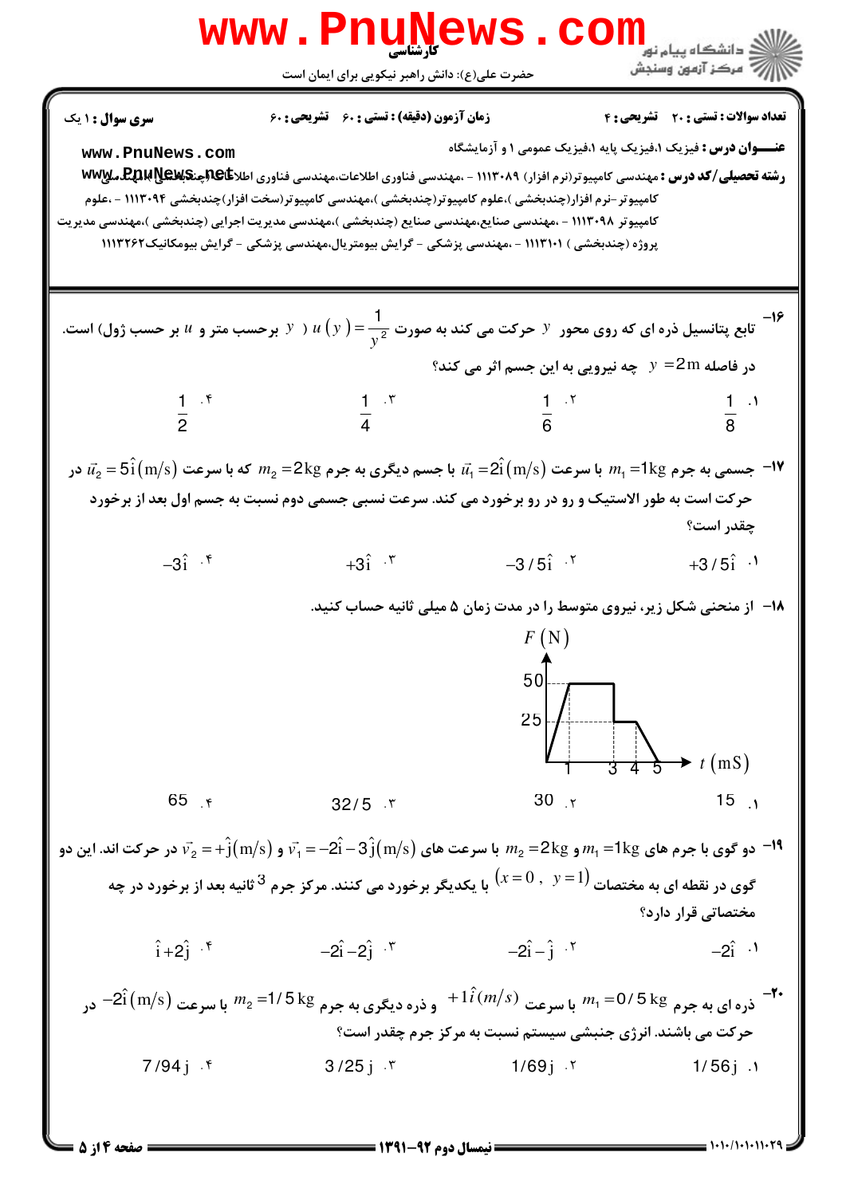**سری سوال : ۱ یک** | **زمان آزمون (دقیقه) : تستی : ۶۰ تشریحی : ۶۰** | **تعداد سوالات : تستی : ۲۰ تشریحی : ۴**

**عنـــوان درس :** فیزیک ۱،فیزیک پایه ۱،فیزیک عمومی ۱ و آزمایشگاه

**رشته تحصیلی/کد درس :** مهندسی کامپیوتر(نرم افزار) ۱۱۱۳۰۸۹ - ،مهندسی فناوری اطلاعات،مهندسی فناوری اطلاعات(چندبخشی )،مهندسی کامپیوتر-نرم افزار(چندبخشی )،علوم کامپیوتر(چندبخشی )،مهندسی کامپیوتر(سخت افزار)چندبخشی ۱۱۱۳۰۹۴ - ،علوم کامپیوتر ۱۱۱۳۰۹۸ - ،مهندسی صنایع،مهندسی صنایع (چندبخشی )،مهندسی مدیریت اجرایی (چندبخشی )،مهندسی مدیریت پروژه (چندبخشی ) ۱۱۱۳۱۰۱ - ،مهندسی پزشکی - گرایش بیومتریال،مهندسی پزشکی - گرایش بیومکانیک۱۱۱۳۲۶۲

---

۱۶- تابع پتانسیل ذره ای که روی محور $y$ حرکت می کند به صورت $u(y)=\frac{1}{y^2}$ ( $y$ برحسب متر و $u$ بر حسب ژول) است. در فاصله $y=2\text{m}$ چه نیرویی به این جسم اثر می کند؟

۱. $\frac{1}{8}$ &nbsp;&nbsp;&nbsp; ۲. $\frac{1}{6}$ &nbsp;&nbsp;&nbsp; ۳. $\frac{1}{4}$ &nbsp;&nbsp;&nbsp; ۴. $\frac{1}{2}$

۱۷- جسمی به جرم $m_1=1\text{kg}$ با سرعت $\vec{u}_1=2\hat{i}(\text{m/s})$ با جسم دیگری به جرم $m_2=2\text{kg}$ که با سرعت $\vec{u}_2=5\hat{i}(\text{m/s})$ در حرکت است به طور الاستیک و رو در رو برخورد می کند. سرعت نسبی جسمی دوم نسبت به جسم اول بعد از برخورد چقدر است؟

۱. $+3/5\hat{i}$ &nbsp;&nbsp;&nbsp; ۲. $-3/5\hat{i}$ &nbsp;&nbsp;&nbsp; ۳. $+3\hat{i}$ &nbsp;&nbsp;&nbsp; ۴. $-3\hat{i}$

۱۸- از منحنی شکل زیر، نیروی متوسط را در مدت زمان ۵ میلی ثانیه حساب کنید.

(نمودار: محور عمودی $F(\text{N})$ با مقادیر 25 و 50؛ محور افقی $t(\text{mS})$ با مقادیر 1، 3، 4، 5)

۱. 15 &nbsp;&nbsp;&nbsp; ۲. 30 &nbsp;&nbsp;&nbsp; ۳. 32/5 &nbsp;&nbsp;&nbsp; ۴. 65

۱۹- دو گوی با جرم های $m_1=1\text{kg}$ و $m_2=2\text{kg}$ با سرعت های $\vec{v}_1=-2\hat{i}-3\hat{j}(\text{m/s})$ و $\vec{v}_2=+\hat{j}(\text{m/s})$ در حرکت اند. این دو گوی در نقطه ای به مختصات $(x=0\ ,\ y=1)$ با یکدیگر برخورد می کنند. مرکز جرم $3$ ثانیه بعد از برخورد در چه مختصاتی قرار دارد؟

۱. $-2\hat{i}$ &nbsp;&nbsp;&nbsp; ۲. $-2\hat{i}-\hat{j}$ &nbsp;&nbsp;&nbsp; ۳. $-2\hat{i}-2\hat{j}$ &nbsp;&nbsp;&nbsp; ۴. $\hat{i}+2\hat{j}$

۲۰- ذره ای به جرم $m_1=0/5\text{ kg}$ با سرعت $+1\hat{i}(m/s)$ و ذره دیگری به جرم $m_2=1/5\text{ kg}$ با سرعت $-2\hat{i}(\text{m/s})$ در حرکت می باشند. انرژی جنبشی سیستم نسبت به مرکز جرم چقدر است؟

۱. $1/56\text{j}$ &nbsp;&nbsp;&nbsp; ۲. $1/69\text{j}$ &nbsp;&nbsp;&nbsp; ۳. $3/25\text{j}$ &nbsp;&nbsp;&nbsp; ۴. $7/94\text{j}$

---

نیمسال دوم ۹۲-۱۳۹۱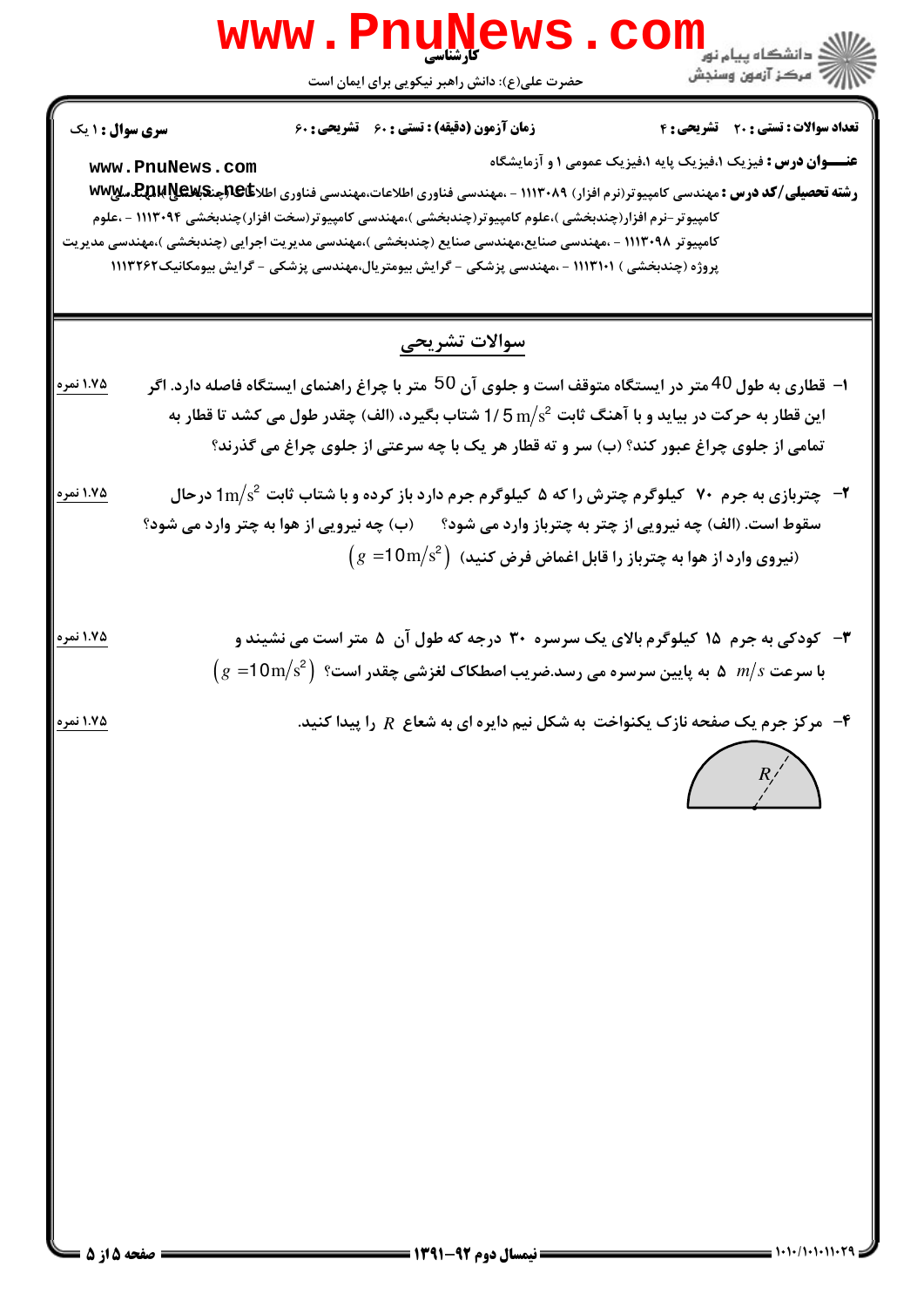کارشناسی

حضرت علی(ع): دانش راهبر نیکویی برای ایمان است

**تعداد سوالات : تستی : ۲۰ تشریحی : ۴** | **زمان آزمون (دقیقه) : تستی : ۶۰ تشریحی : ۶۰** | **سری سوال : ۱ یک**

**عنـــوان درس :** فیزیک ۱،فیزیک پایه ۱،فیزیک عمومی ۱ و آزمایشگاه

**رشته تحصیلی/کد درس :** مهندسی کامپیوتر(نرم افزار) ۱۱۱۳۰۸۹ - ،مهندسی فناوری اطلاعات،مهندسی فناوری اطلاعات(چندبخشی )،مهندسی کامپیوتر-نرم افزار(چندبخشی )،علوم کامپیوتر(چندبخشی )،مهندسی کامپیوتر(سخت افزار)چندبخشی ۱۱۱۳۰۹۴ - ،علوم کامپیوتر ۱۱۱۳۰۹۸ - ،مهندسی صنایع،مهندسی صنایع (چندبخشی )،مهندسی مدیریت اجرایی (چندبخشی )،مهندسی مدیریت پروژه (چندبخشی ) ۱۱۱۳۱۰۱ - ،مهندسی پزشکی - گرایش بیومتریال،مهندسی پزشکی - گرایش بیومکانیک۱۱۱۳۲۶۲

## سوالات تشریحی

۱- قطاری به طول 40 متر در ایستگاه متوقف است و جلوی آن 50 متر با چراغ راهنمای ایستگاه فاصله دارد. اگر این قطار به حرکت در بیاید و با آهنگ ثابت $1/5\,\mathrm{m/s^2}$ شتاب بگیرد، (الف) چقدر طول می کشد تا قطار به تمامی از جلوی چراغ عبور کند؟ (ب) سر و ته قطار هر یک با چه سرعتی از جلوی چراغ می گذرند؟ **۱.۷۵ نمره**

۲- چتربازی به جرم ۷۰ کیلوگرم چترش را که ۵ کیلوگرم جرم دارد باز کرده و با شتاب ثابت $1\,\mathrm{m/s^2}$ درحال سقوط است. (الف) چه نیرویی از چتر به چترباز وارد می شود؟ (ب) چه نیرویی از هوا به چتر وارد می شود؟ (نیروی وارد از هوا به چترباز را قابل اغماض فرض کنید) $(g = 10\,\mathrm{m/s^2})$ **۱.۷۵ نمره**

۳- کودکی به جرم ۱۵ کیلوگرم بالای یک سرسره ۳۰ درجه که طول آن ۵ متر است می نشیند و با سرعت ۵ $m/s$ به پایین سرسره می رسد.ضریب اصطکاک لغزشی چقدر است؟ $(g = 10\,\mathrm{m/s^2})$ **۱.۷۵ نمره**

۴- مرکز جرم یک صفحه نازک یکنواخت به شکل نیم دایره ای به شعاع $R$ را پیدا کنید. **۱.۷۵ نمره**

R

نیمسال دوم ۹۲-۱۳۹۱

۱۰۱۰/۱۰۱۰۱۱۰۲۹